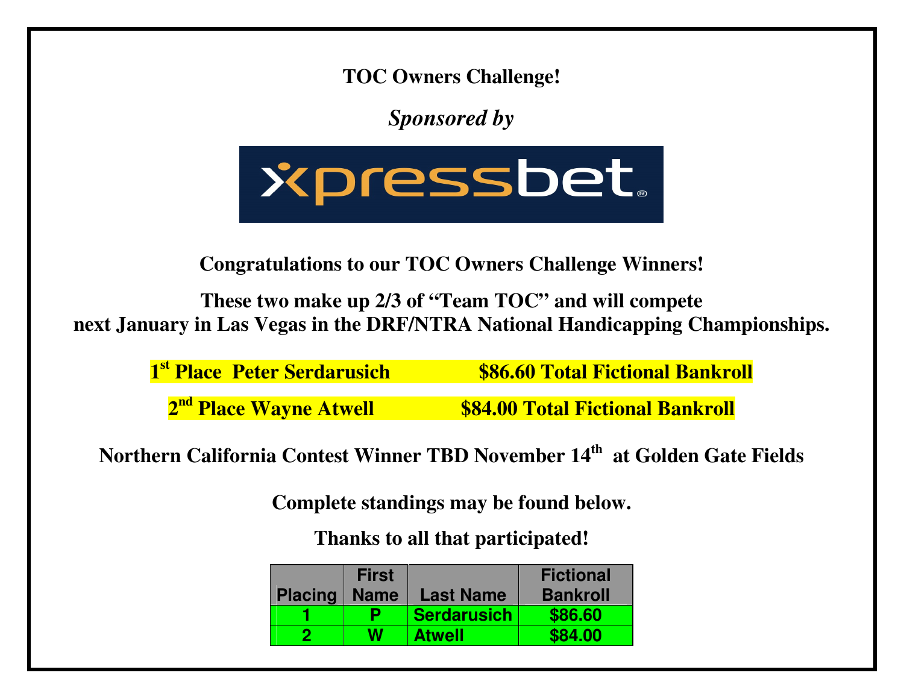# TOC Owners Challenge!

***Sponsored by***

xpressbet®

**Congratulations to our TOC Owners Challenge Winners!**

**These two make up 2/3 of "Team TOC" and will compete next January in Las Vegas in the DRF/NTRA National Handicapping Championships.**

**1st Place Peter Serdarusich $86.60 Total Fictional Bankroll**

**2nd Place Wayne Atwell $84.00 Total Fictional Bankroll**

**Northern California Contest Winner TBD November 14th at Golden Gate Fields**

**Complete standings may be found below.**

**Thanks to all that participated!**

| Placing | First Name | Last Name | Fictional Bankroll |
|---|---|---|---|
| 1 | P | Serdarusich | $86.60 |
| 2 | W | Atwell | $84.00 |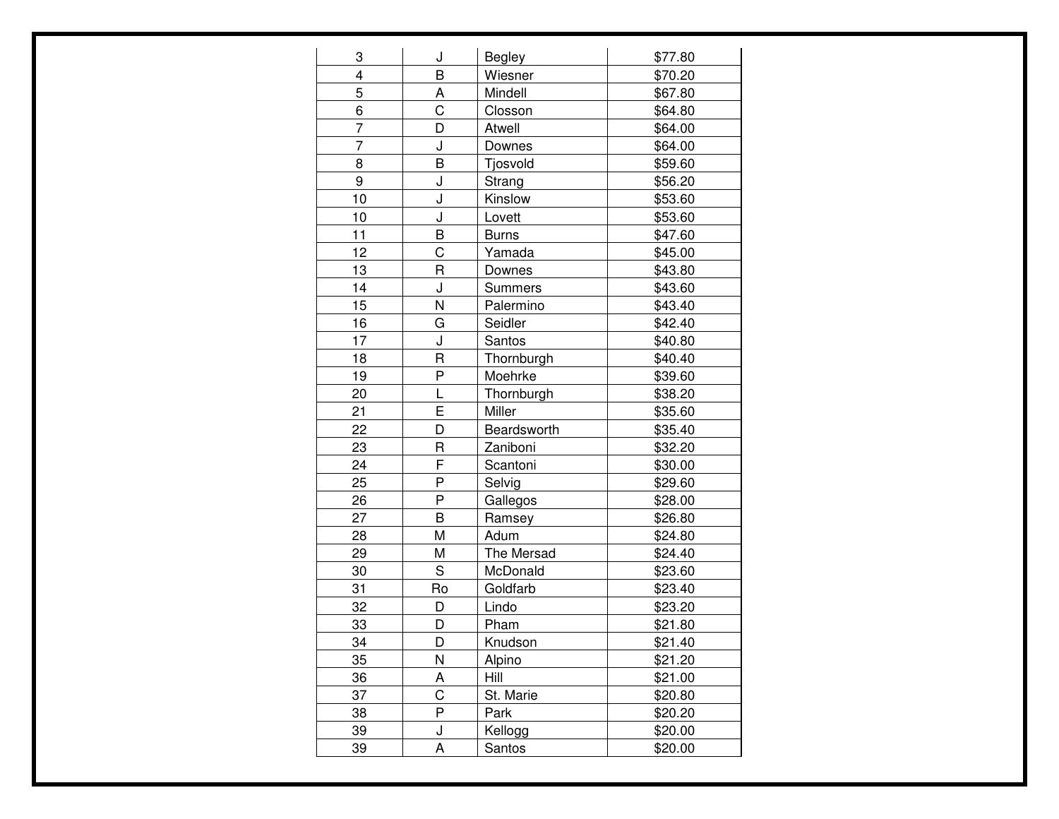| 3 | J | Begley | $77.80 |
|---|---|---|---|
| 4 | B | Wiesner | $70.20 |
| 5 | A | Mindell | $67.80 |
| 6 | C | Closson | $64.80 |
| 7 | D | Atwell | $64.00 |
| 7 | J | Downes | $64.00 |
| 8 | B | Tjosvold | $59.60 |
| 9 | J | Strang | $56.20 |
| 10 | J | Kinslow | $53.60 |
| 10 | J | Lovett | $53.60 |
| 11 | B | Burns | $47.60 |
| 12 | C | Yamada | $45.00 |
| 13 | R | Downes | $43.80 |
| 14 | J | Summers | $43.60 |
| 15 | N | Palermino | $43.40 |
| 16 | G | Seidler | $42.40 |
| 17 | J | Santos | $40.80 |
| 18 | R | Thornburgh | $40.40 |
| 19 | P | Moehrke | $39.60 |
| 20 | L | Thornburgh | $38.20 |
| 21 | E | Miller | $35.60 |
| 22 | D | Beardsworth | $35.40 |
| 23 | R | Zaniboni | $32.20 |
| 24 | F | Scantoni | $30.00 |
| 25 | P | Selvig | $29.60 |
| 26 | P | Gallegos | $28.00 |
| 27 | B | Ramsey | $26.80 |
| 28 | M | Adum | $24.80 |
| 29 | M | The Mersad | $24.40 |
| 30 | S | McDonald | $23.60 |
| 31 | Ro | Goldfarb | $23.40 |
| 32 | D | Lindo | $23.20 |
| 33 | D | Pham | $21.80 |
| 34 | D | Knudson | $21.40 |
| 35 | N | Alpino | $21.20 |
| 36 | A | Hill | $21.00 |
| 37 | C | St. Marie | $20.80 |
| 38 | P | Park | $20.20 |
| 39 | J | Kellogg | $20.00 |
| 39 | A | Santos | $20.00 |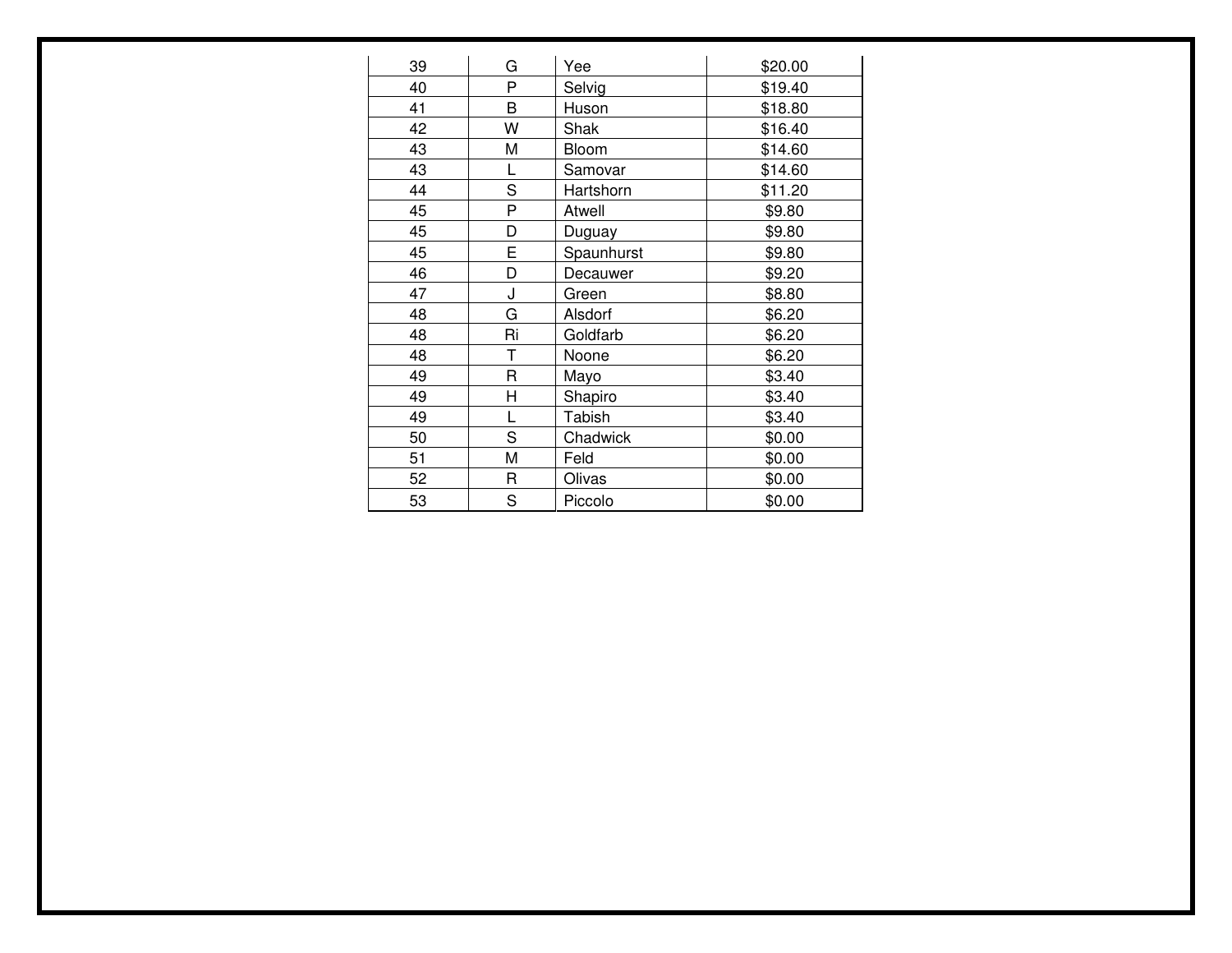| | | | |
|---|---|---|---|
| 39 | G | Yee | $20.00 |
| 40 | P | Selvig | $19.40 |
| 41 | B | Huson | $18.80 |
| 42 | W | Shak | $16.40 |
| 43 | M | Bloom | $14.60 |
| 43 | L | Samovar | $14.60 |
| 44 | S | Hartshorn | $11.20 |
| 45 | P | Atwell | $9.80 |
| 45 | D | Duguay | $9.80 |
| 45 | E | Spaunhurst | $9.80 |
| 46 | D | Decauwer | $9.20 |
| 47 | J | Green | $8.80 |
| 48 | G | Alsdorf | $6.20 |
| 48 | Ri | Goldfarb | $6.20 |
| 48 | T | Noone | $6.20 |
| 49 | R | Mayo | $3.40 |
| 49 | H | Shapiro | $3.40 |
| 49 | L | Tabish | $3.40 |
| 50 | S | Chadwick | $0.00 |
| 51 | M | Feld | $0.00 |
| 52 | R | Olivas | $0.00 |
| 53 | S | Piccolo | $0.00 |